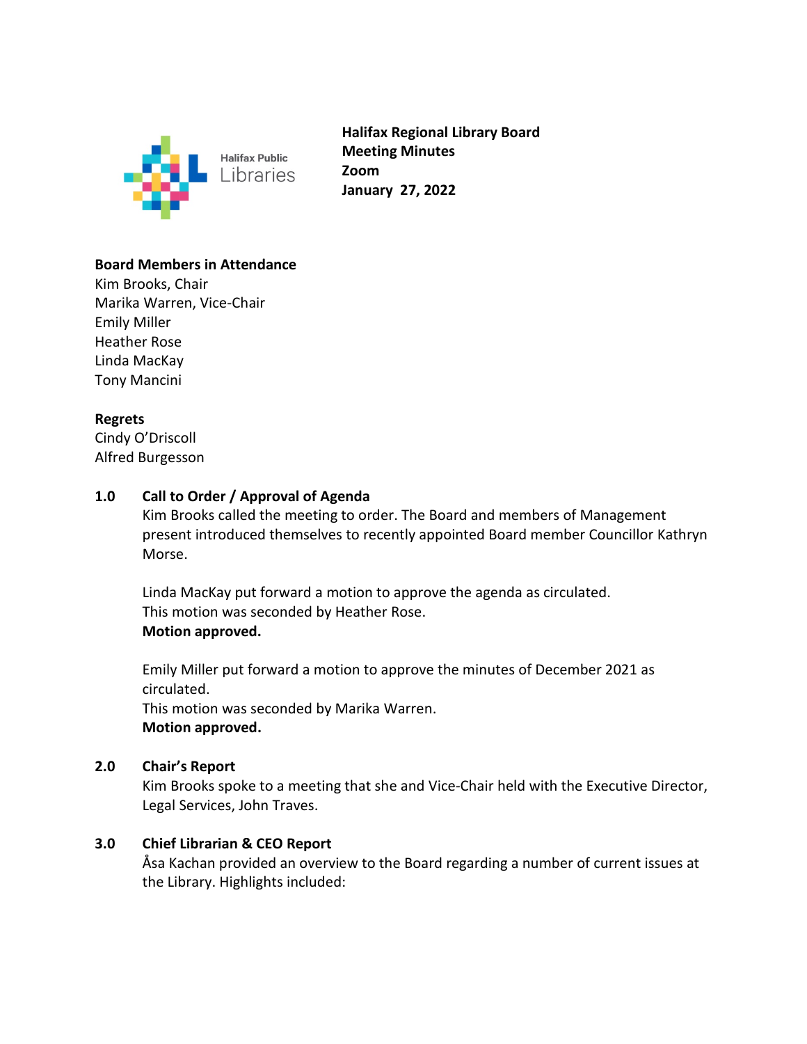Halifax Public Libraries

**Halifax Regional Library Board**
**Meeting Minutes**
**Zoom**
**January 27, 2022**

**Board Members in Attendance**
Kim Brooks, Chair
Marika Warren, Vice-Chair
Emily Miller
Heather Rose
Linda MacKay
Tony Mancini

**Regrets**
Cindy O'Driscoll
Alfred Burgesson

## 1.0 Call to Order / Approval of Agenda

Kim Brooks called the meeting to order. The Board and members of Management present introduced themselves to recently appointed Board member Councillor Kathryn Morse.

Linda MacKay put forward a motion to approve the agenda as circulated.
This motion was seconded by Heather Rose.
**Motion approved.**

Emily Miller put forward a motion to approve the minutes of December 2021 as circulated.
This motion was seconded by Marika Warren.
**Motion approved.**

## 2.0 Chair's Report

Kim Brooks spoke to a meeting that she and Vice-Chair held with the Executive Director, Legal Services, John Traves.

## 3.0 Chief Librarian & CEO Report

Åsa Kachan provided an overview to the Board regarding a number of current issues at the Library. Highlights included: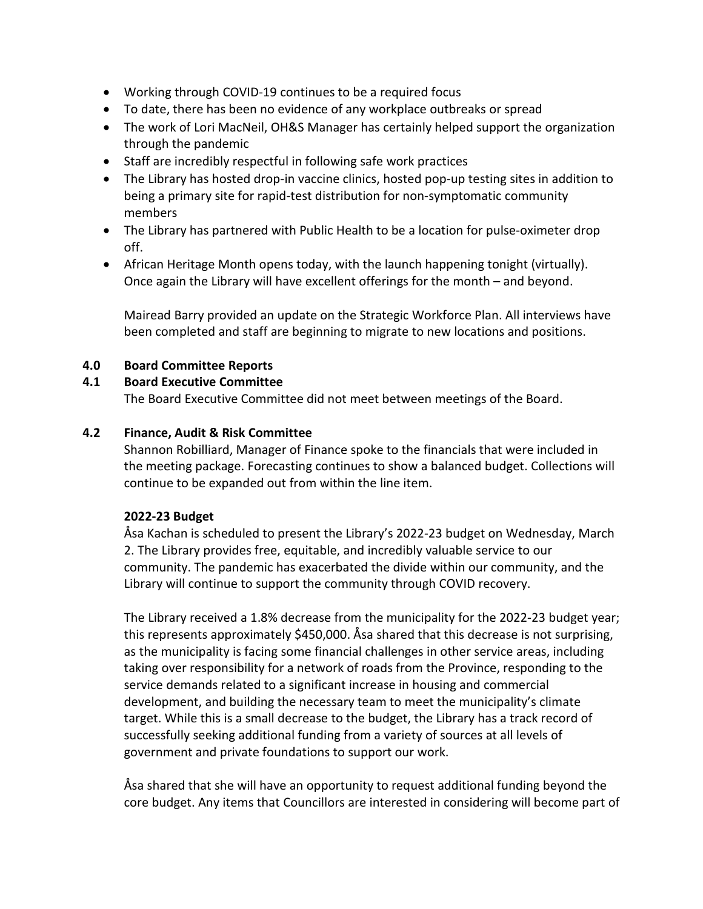- Working through COVID-19 continues to be a required focus
- To date, there has been no evidence of any workplace outbreaks or spread
- The work of Lori MacNeil, OH&S Manager has certainly helped support the organization through the pandemic
- Staff are incredibly respectful in following safe work practices
- The Library has hosted drop-in vaccine clinics, hosted pop-up testing sites in addition to being a primary site for rapid-test distribution for non-symptomatic community members
- The Library has partnered with Public Health to be a location for pulse-oximeter drop off.
- African Heritage Month opens today, with the launch happening tonight (virtually). Once again the Library will have excellent offerings for the month – and beyond.

Mairead Barry provided an update on the Strategic Workforce Plan. All interviews have been completed and staff are beginning to migrate to new locations and positions.

## 4.0 Board Committee Reports

### 4.1 Board Executive Committee

The Board Executive Committee did not meet between meetings of the Board.

### 4.2 Finance, Audit & Risk Committee

Shannon Robilliard, Manager of Finance spoke to the financials that were included in the meeting package. Forecasting continues to show a balanced budget. Collections will continue to be expanded out from within the line item.

**2022-23 Budget**

Åsa Kachan is scheduled to present the Library's 2022-23 budget on Wednesday, March 2. The Library provides free, equitable, and incredibly valuable service to our community. The pandemic has exacerbated the divide within our community, and the Library will continue to support the community through COVID recovery.

The Library received a 1.8% decrease from the municipality for the 2022-23 budget year; this represents approximately $450,000. Åsa shared that this decrease is not surprising, as the municipality is facing some financial challenges in other service areas, including taking over responsibility for a network of roads from the Province, responding to the service demands related to a significant increase in housing and commercial development, and building the necessary team to meet the municipality's climate target. While this is a small decrease to the budget, the Library has a track record of successfully seeking additional funding from a variety of sources at all levels of government and private foundations to support our work.

Åsa shared that she will have an opportunity to request additional funding beyond the core budget. Any items that Councillors are interested in considering will become part of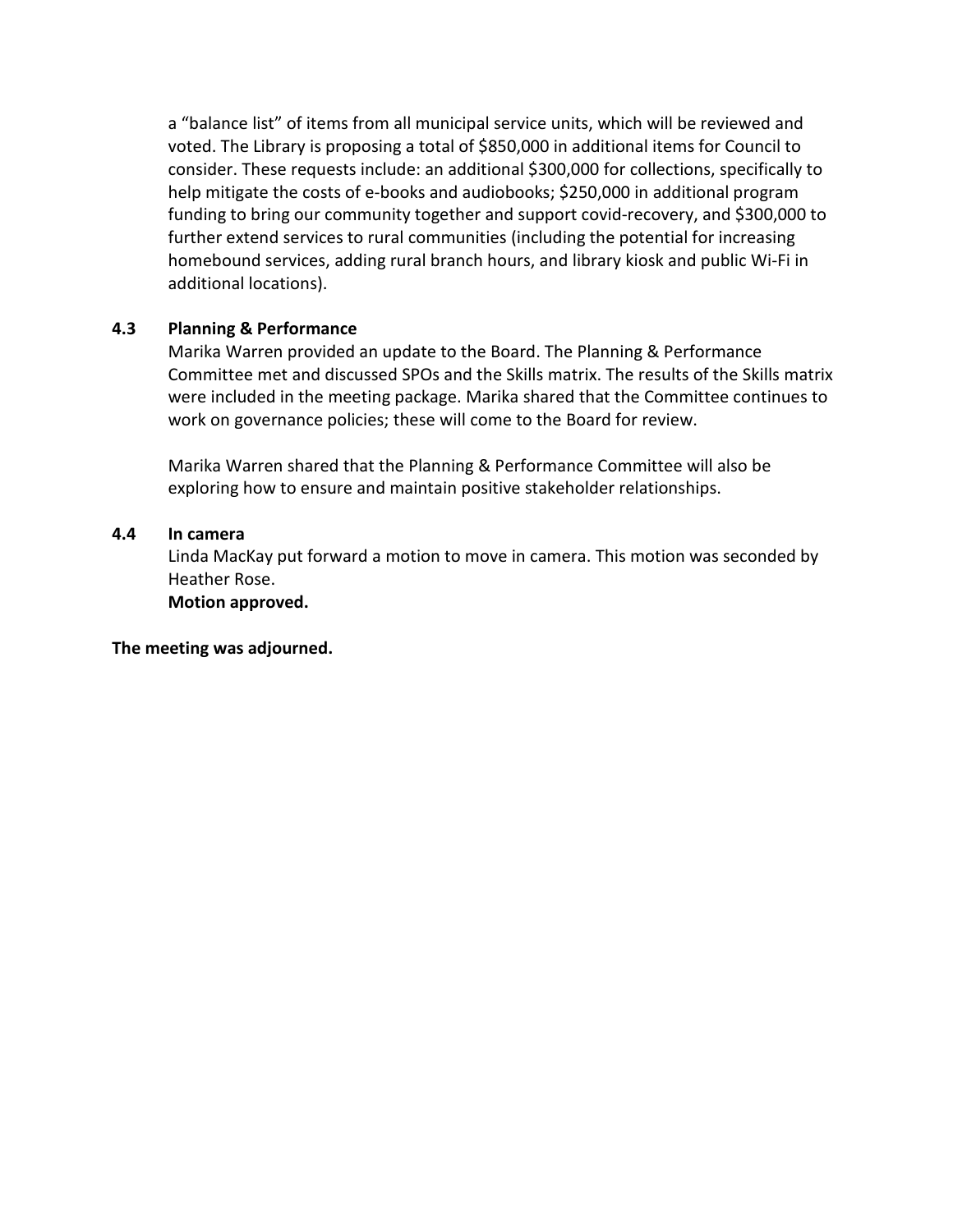a "balance list" of items from all municipal service units, which will be reviewed and voted. The Library is proposing a total of $850,000 in additional items for Council to consider. These requests include: an additional $300,000 for collections, specifically to help mitigate the costs of e-books and audiobooks; $250,000 in additional program funding to bring our community together and support covid-recovery, and $300,000 to further extend services to rural communities (including the potential for increasing homebound services, adding rural branch hours, and library kiosk and public Wi-Fi in additional locations).

### 4.3 Planning & Performance

Marika Warren provided an update to the Board. The Planning & Performance Committee met and discussed SPOs and the Skills matrix. The results of the Skills matrix were included in the meeting package. Marika shared that the Committee continues to work on governance policies; these will come to the Board for review.

Marika Warren shared that the Planning & Performance Committee will also be exploring how to ensure and maintain positive stakeholder relationships.

### 4.4 In camera

Linda MacKay put forward a motion to move in camera. This motion was seconded by Heather Rose.

**Motion approved.**

**The meeting was adjourned.**